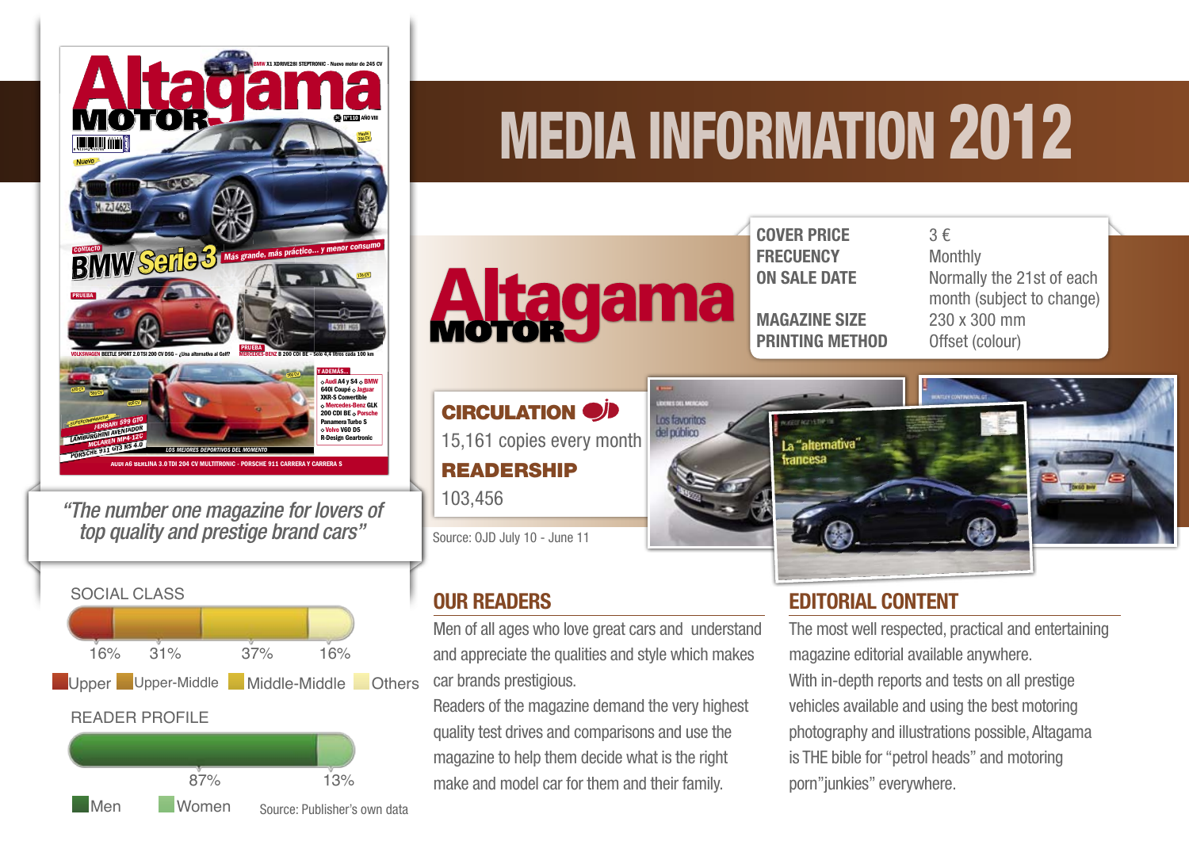# MEDIA INFORMATION 2012

**Altagama MOTOR**

| | |
|---|---|
| **COVER PRICE** | 3 € |
| **FRECUENCY** | Monthly |
| **ON SALE DATE** | Normally the 21st of each month (subject to change) |
| **MAGAZINE SIZE** | 230 x 300 mm |
| **PRINTING METHOD** | Offset (colour) |

*"The number one magazine for lovers of top quality and prestige brand cars"*

## CIRCULATION

15,161 copies every month

## READERSHIP

103,456

Source: OJD July 10 - June 11

### SOCIAL CLASS

| Upper | Upper-Middle | Middle-Middle | Others |
|---|---|---|---|
| 16% | 31% | 37% | 16% |

### READER PROFILE

| Men | Women |
|---|---|
| 87% | 13% |

Source: Publisher's own data

## OUR READERS

Men of all ages who love great cars and understand and appreciate the qualities and style which makes car brands prestigious.

Readers of the magazine demand the very highest quality test drives and comparisons and use the magazine to help them decide what is the right make and model car for them and their family.

## EDITORIAL CONTENT

The most well respected, practical and entertaining magazine editorial available anywhere.

With in-depth reports and tests on all prestige vehicles available and using the best motoring photography and illustrations possible, Altagama is THE bible for "petrol heads" and motoring porn"junkies" everywhere.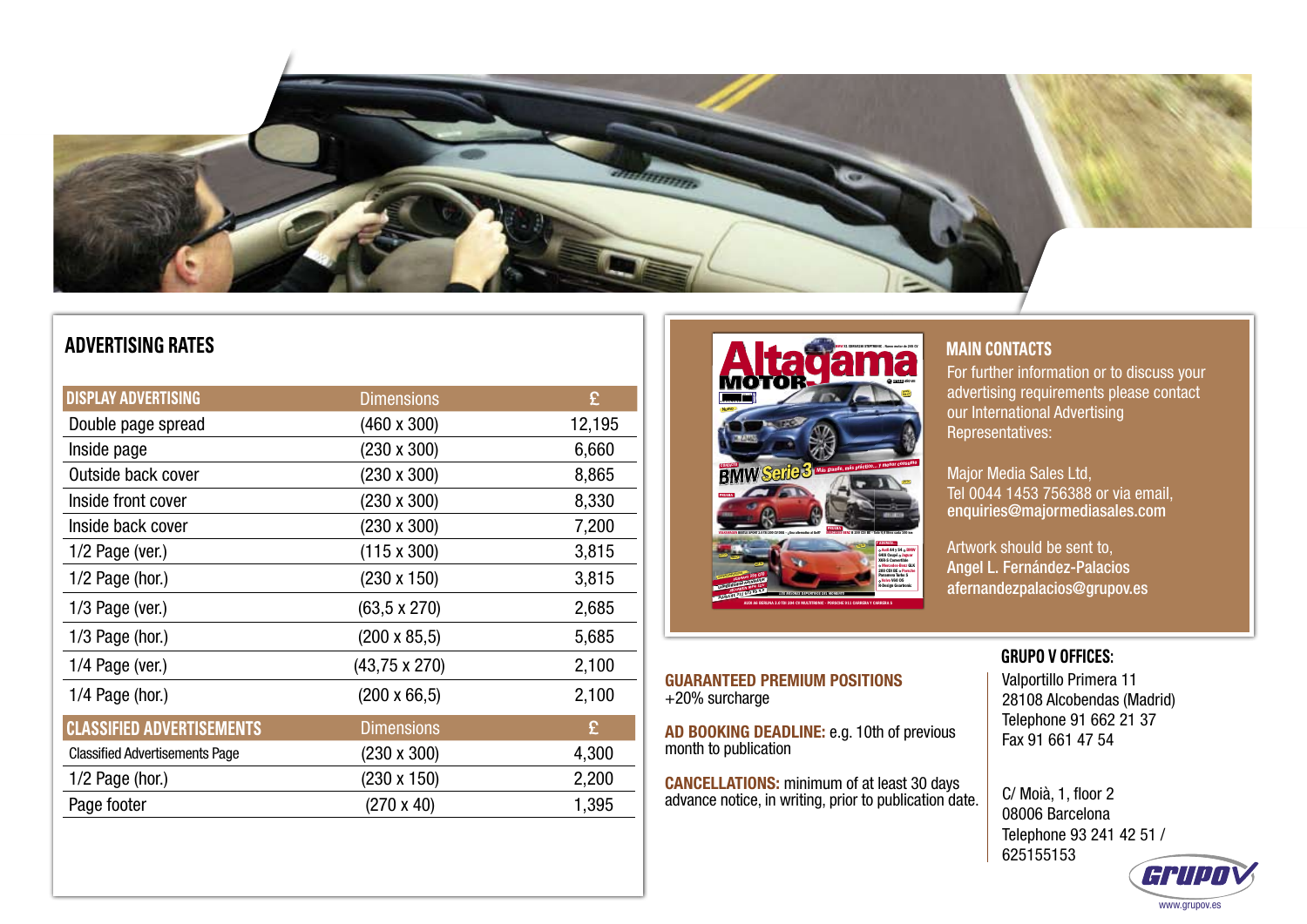## ADVERTISING RATES

| DISPLAY ADVERTISING | Dimensions | £ |
|---|---|---|
| Double page spread | (460 x 300) | 12,195 |
| Inside page | (230 x 300) | 6,660 |
| Outside back cover | (230 x 300) | 8,865 |
| Inside front cover | (230 x 300) | 8,330 |
| Inside back cover | (230 x 300) | 7,200 |
| 1/2 Page (ver.) | (115 x 300) | 3,815 |
| 1/2 Page (hor.) | (230 x 150) | 3,815 |
| 1/3 Page (ver.) | (63,5 x 270) | 2,685 |
| 1/3 Page (hor.) | (200 x 85,5) | 5,685 |
| 1/4 Page (ver.) | (43,75 x 270) | 2,100 |
| 1/4 Page (hor.) | (200 x 66,5) | 2,100 |
| **CLASSIFIED ADVERTISEMENTS** | **Dimensions** | **£** |
| Classified Advertisements Page | (230 x 300) | 4,300 |
| 1/2 Page (hor.) | (230 x 150) | 2,200 |
| Page footer | (270 x 40) | 1,395 |

## MAIN CONTACTS

For further information or to discuss your advertising requirements please contact our International Advertising Representatives:

Major Media Sales Ltd,
Tel 0044 1453 756388 or via email,
**enquiries@majormediasales.com**

Artwork should be sent to,
**Angel L. Fernández-Palacios**
**afernandezpalacios@grupov.es**

**GUARANTEED PREMIUM POSITIONS**
+20% surcharge

**AD BOOKING DEADLINE:** e.g. 10th of previous month to publication

**CANCELLATIONS:** minimum of at least 30 days advance notice, in writing, prior to publication date.

### GRUPO V OFFICES:

Valportillo Primera 11
28108 Alcobendas (Madrid)
Telephone 91 662 21 37
Fax 91 661 47 54

C/ Moià, 1, floor 2
08006 Barcelona
Telephone 93 241 42 51 / 625155153

GRUPO V
www.grupov.es